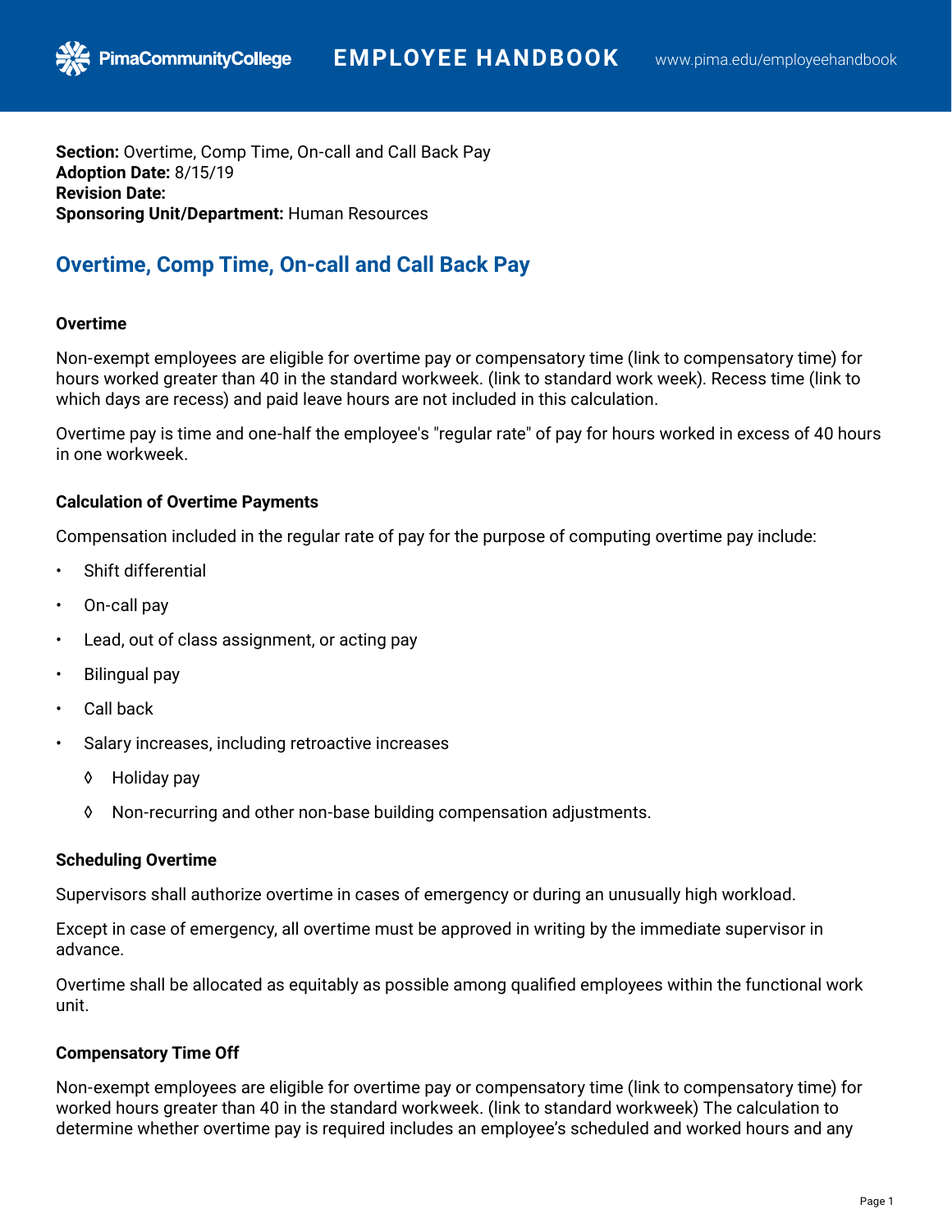**Section:** Overtime, Comp Time, On-call and Call Back Pay
**Adoption Date:** 8/15/19
**Revision Date:**
**Sponsoring Unit/Department:** Human Resources

# Overtime, Comp Time, On-call and Call Back Pay

### Overtime

Non-exempt employees are eligible for overtime pay or compensatory time (link to compensatory time) for hours worked greater than 40 in the standard workweek. (link to standard work week). Recess time (link to which days are recess) and paid leave hours are not included in this calculation.

Overtime pay is time and one-half the employee's "regular rate" of pay for hours worked in excess of 40 hours in one workweek.

### Calculation of Overtime Payments

Compensation included in the regular rate of pay for the purpose of computing overtime pay include:

- Shift differential
- On-call pay
- Lead, out of class assignment, or acting pay
- Bilingual pay
- Call back
- Salary increases, including retroactive increases
  - Holiday pay
  - Non-recurring and other non-base building compensation adjustments.

### Scheduling Overtime

Supervisors shall authorize overtime in cases of emergency or during an unusually high workload.

Except in case of emergency, all overtime must be approved in writing by the immediate supervisor in advance.

Overtime shall be allocated as equitably as possible among qualified employees within the functional work unit.

### Compensatory Time Off

Non-exempt employees are eligible for overtime pay or compensatory time (link to compensatory time) for worked hours greater than 40 in the standard workweek. (link to standard workweek) The calculation to determine whether overtime pay is required includes an employee's scheduled and worked hours and any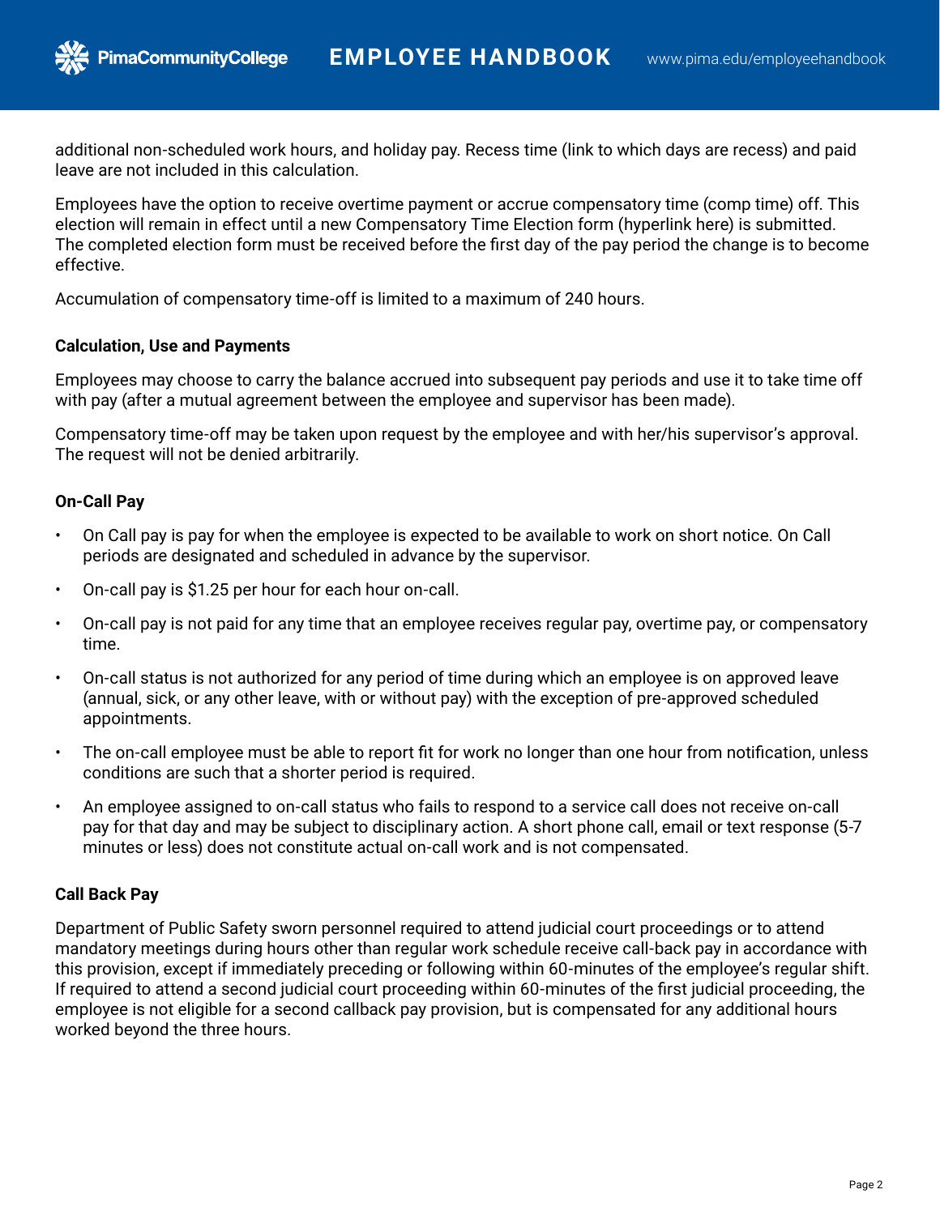additional non-scheduled work hours, and holiday pay. Recess time (link to which days are recess) and paid leave are not included in this calculation.

Employees have the option to receive overtime payment or accrue compensatory time (comp time) off. This election will remain in effect until a new Compensatory Time Election form (hyperlink here) is submitted. The completed election form must be received before the first day of the pay period the change is to become effective.

Accumulation of compensatory time-off is limited to a maximum of 240 hours.

**Calculation, Use and Payments**

Employees may choose to carry the balance accrued into subsequent pay periods and use it to take time off with pay (after a mutual agreement between the employee and supervisor has been made).

Compensatory time-off may be taken upon request by the employee and with her/his supervisor's approval. The request will not be denied arbitrarily.

**On-Call Pay**

- On Call pay is pay for when the employee is expected to be available to work on short notice. On Call periods are designated and scheduled in advance by the supervisor.
- On-call pay is $1.25 per hour for each hour on-call.
- On-call pay is not paid for any time that an employee receives regular pay, overtime pay, or compensatory time.
- On-call status is not authorized for any period of time during which an employee is on approved leave (annual, sick, or any other leave, with or without pay) with the exception of pre-approved scheduled appointments.
- The on-call employee must be able to report fit for work no longer than one hour from notification, unless conditions are such that a shorter period is required.
- An employee assigned to on-call status who fails to respond to a service call does not receive on-call pay for that day and may be subject to disciplinary action. A short phone call, email or text response (5-7 minutes or less) does not constitute actual on-call work and is not compensated.

**Call Back Pay**

Department of Public Safety sworn personnel required to attend judicial court proceedings or to attend mandatory meetings during hours other than regular work schedule receive call-back pay in accordance with this provision, except if immediately preceding or following within 60-minutes of the employee's regular shift. If required to attend a second judicial court proceeding within 60-minutes of the first judicial proceeding, the employee is not eligible for a second callback pay provision, but is compensated for any additional hours worked beyond the three hours.